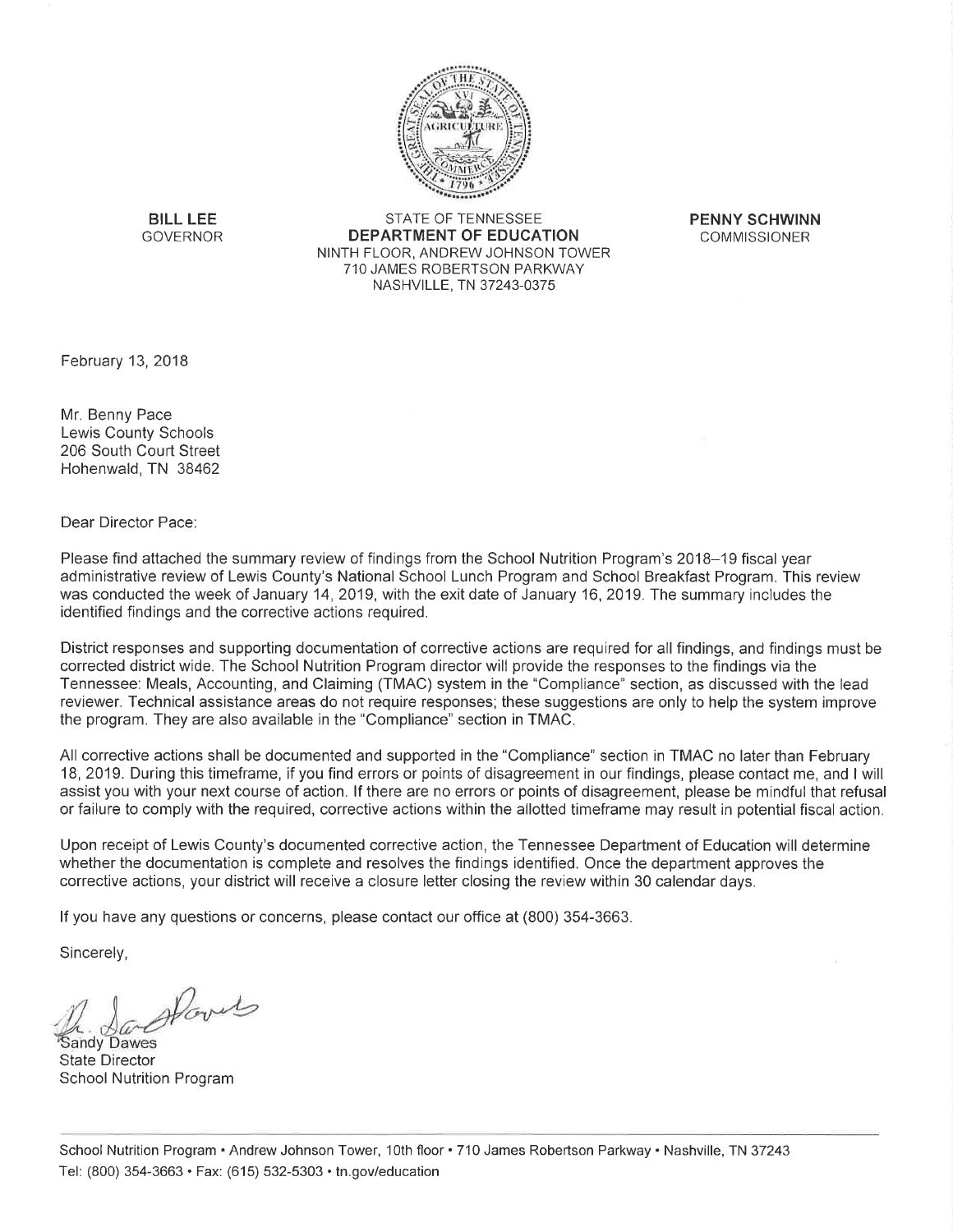BILL LEE
GOVERNOR

STATE OF TENNESSEE
**DEPARTMENT OF EDUCATION**
NINTH FLOOR, ANDREW JOHNSON TOWER
710 JAMES ROBERTSON PARKWAY
NASHVILLE, TN 37243-0375

**PENNY SCHWINN**
COMMISSIONER

February 13, 2018

Mr. Benny Pace
Lewis County Schools
206 South Court Street
Hohenwald, TN 38462

Dear Director Pace:

Please find attached the summary review of findings from the School Nutrition Program's 2018–19 fiscal year administrative review of Lewis County's National School Lunch Program and School Breakfast Program. This review was conducted the week of January 14, 2019, with the exit date of January 16, 2019. The summary includes the identified findings and the corrective actions required.

District responses and supporting documentation of corrective actions are required for all findings, and findings must be corrected district wide. The School Nutrition Program director will provide the responses to the findings via the Tennessee: Meals, Accounting, and Claiming (TMAC) system in the "Compliance" section, as discussed with the lead reviewer. Technical assistance areas do not require responses; these suggestions are only to help the system improve the program. They are also available in the "Compliance" section in TMAC.

All corrective actions shall be documented and supported in the "Compliance" section in TMAC no later than February 18, 2019. During this timeframe, if you find errors or points of disagreement in our findings, please contact me, and I will assist you with your next course of action. If there are no errors or points of disagreement, please be mindful that refusal or failure to comply with the required, corrective actions within the allotted timeframe may result in potential fiscal action.

Upon receipt of Lewis County's documented corrective action, the Tennessee Department of Education will determine whether the documentation is complete and resolves the findings identified. Once the department approves the corrective actions, your district will receive a closure letter closing the review within 30 calendar days.

If you have any questions or concerns, please contact our office at (800) 354-3663.

Sincerely,

Sandy Dawes
State Director
School Nutrition Program

School Nutrition Program • Andrew Johnson Tower, 10th floor • 710 James Robertson Parkway • Nashville, TN 37243
Tel: (800) 354-3663 • Fax: (615) 532-5303 • tn.gov/education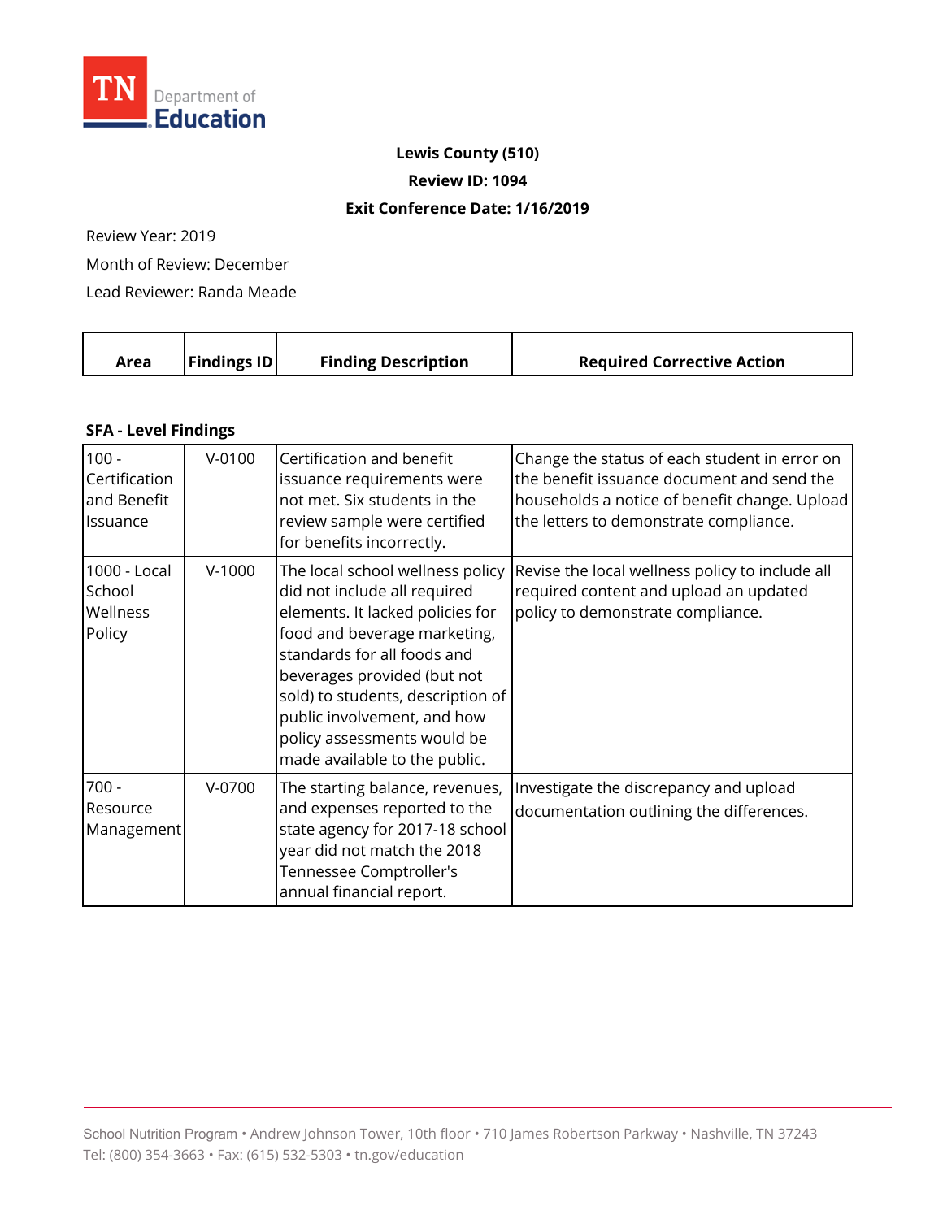**Lewis County (510)**

**Review ID: 1094**

**Exit Conference Date: 1/16/2019**

Review Year: 2019

Month of Review: December

Lead Reviewer: Randa Meade

| Area | Findings ID | Finding Description | Required Corrective Action |
|---|---|---|---|
| **SFA - Level Findings** | | | |
| 100 - Certification and Benefit Issuance | V-0100 | Certification and benefit issuance requirements were not met. Six students in the review sample were certified for benefits incorrectly. | Change the status of each student in error on the benefit issuance document and send the households a notice of benefit change. Upload the letters to demonstrate compliance. |
| 1000 - Local School Wellness Policy | V-1000 | The local school wellness policy did not include all required elements. It lacked policies for food and beverage marketing, standards for all foods and beverages provided (but not sold) to students, description of public involvement, and how policy assessments would be made available to the public. | Revise the local wellness policy to include all required content and upload an updated policy to demonstrate compliance. |
| 700 - Resource Management | V-0700 | The starting balance, revenues, and expenses reported to the state agency for 2017-18 school year did not match the 2018 Tennessee Comptroller's annual financial report. | Investigate the discrepancy and upload documentation outlining the differences. |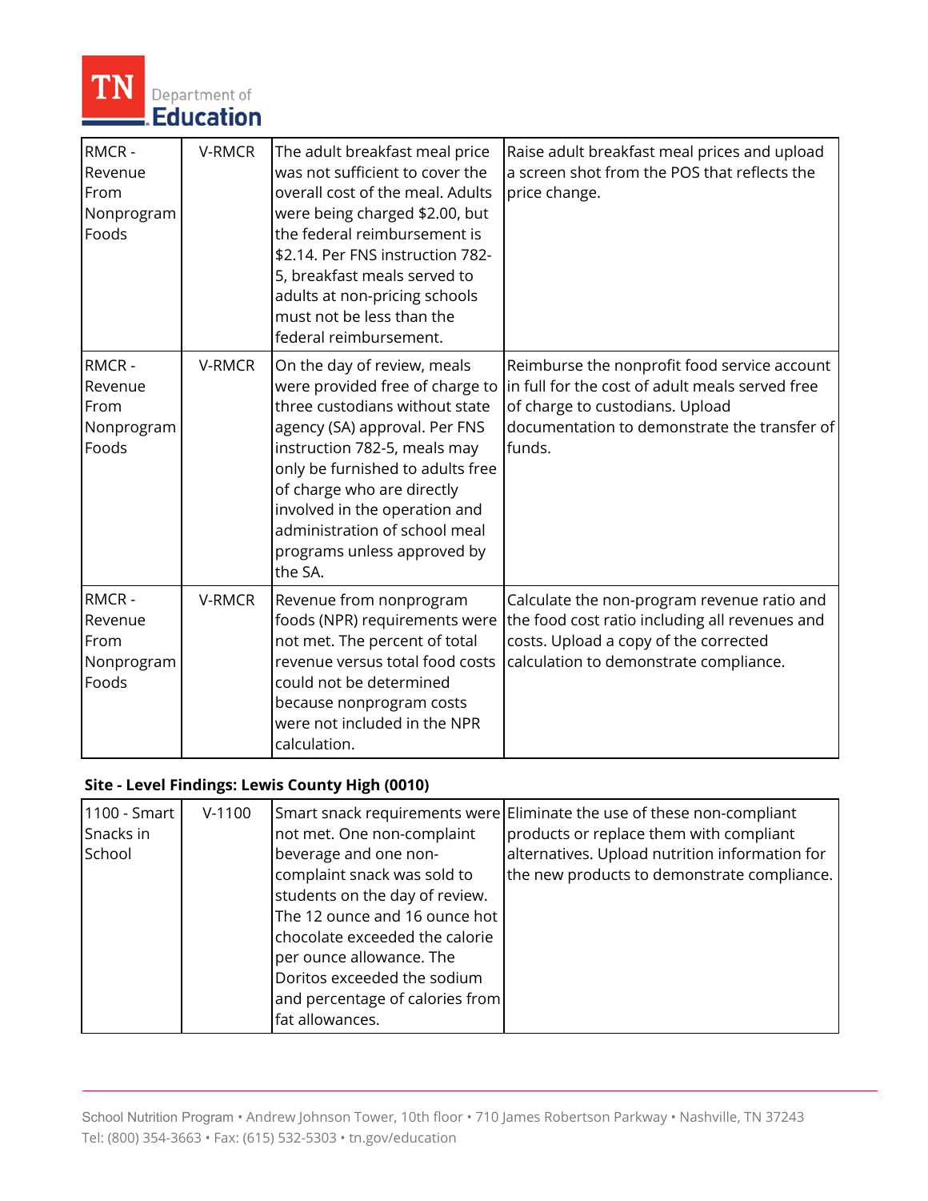| | | | |
|---|---|---|---|
| RMCR - Revenue From Nonprogram Foods | V-RMCR | The adult breakfast meal price was not sufficient to cover the overall cost of the meal. Adults were being charged $2.00, but the federal reimbursement is $2.14. Per FNS instruction 782-5, breakfast meals served to adults at non-pricing schools must not be less than the federal reimbursement. | Raise adult breakfast meal prices and upload a screen shot from the POS that reflects the price change. |
| RMCR - Revenue From Nonprogram Foods | V-RMCR | On the day of review, meals were provided free of charge to three custodians without state agency (SA) approval. Per FNS instruction 782-5, meals may only be furnished to adults free of charge who are directly involved in the operation and administration of school meal programs unless approved by the SA. | Reimburse the nonprofit food service account in full for the cost of adult meals served free of charge to custodians. Upload documentation to demonstrate the transfer of funds. |
| RMCR - Revenue From Nonprogram Foods | V-RMCR | Revenue from nonprogram foods (NPR) requirements were not met. The percent of total revenue versus total food costs could not be determined because nonprogram costs were not included in the NPR calculation. | Calculate the non-program revenue ratio and the food cost ratio including all revenues and costs. Upload a copy of the corrected calculation to demonstrate compliance. |

**Site - Level Findings: Lewis County High (0010)**

| | | | |
|---|---|---|---|
| 1100 - Smart Snacks in School | V-1100 | Smart snack requirements were not met. One non-complaint beverage and one non-complaint snack was sold to students on the day of review. The 12 ounce and 16 ounce hot chocolate exceeded the calorie per ounce allowance. The Doritos exceeded the sodium and percentage of calories from fat allowances. | Eliminate the use of these non-compliant products or replace them with compliant alternatives. Upload nutrition information for the new products to demonstrate compliance. |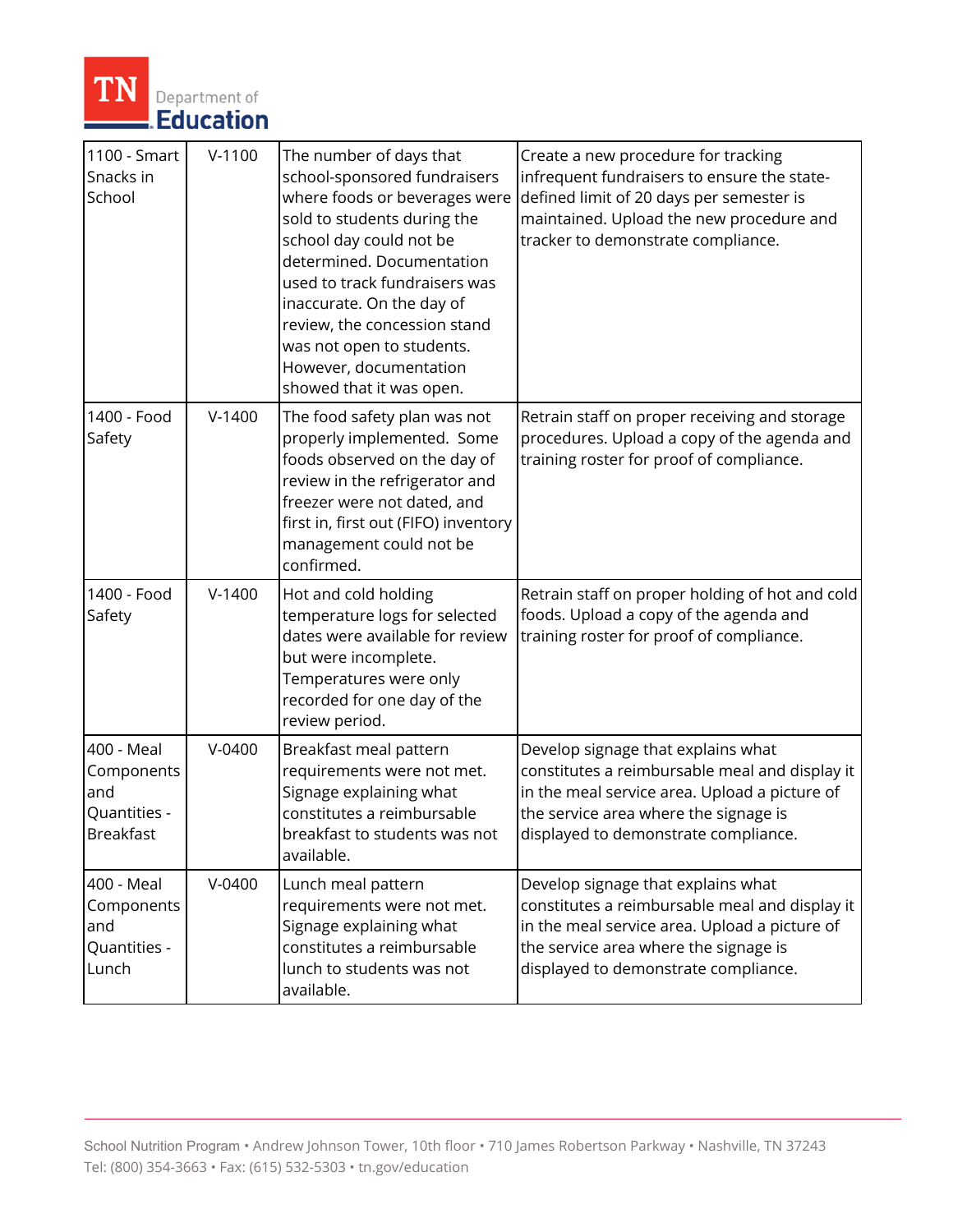| 1100 - Smart Snacks in School | V-1100 | The number of days that school-sponsored fundraisers where foods or beverages were sold to students during the school day could not be determined. Documentation used to track fundraisers was inaccurate. On the day of review, the concession stand was not open to students. However, documentation showed that it was open. | Create a new procedure for tracking infrequent fundraisers to ensure the state-defined limit of 20 days per semester is maintained. Upload the new procedure and tracker to demonstrate compliance. |
|---|---|---|---|
| 1400 - Food Safety | V-1400 | The food safety plan was not properly implemented. Some foods observed on the day of review in the refrigerator and freezer were not dated, and first in, first out (FIFO) inventory management could not be confirmed. | Retrain staff on proper receiving and storage procedures. Upload a copy of the agenda and training roster for proof of compliance. |
| 1400 - Food Safety | V-1400 | Hot and cold holding temperature logs for selected dates were available for review but were incomplete. Temperatures were only recorded for one day of the review period. | Retrain staff on proper holding of hot and cold foods. Upload a copy of the agenda and training roster for proof of compliance. |
| 400 - Meal Components and Quantities - Breakfast | V-0400 | Breakfast meal pattern requirements were not met. Signage explaining what constitutes a reimbursable breakfast to students was not available. | Develop signage that explains what constitutes a reimbursable meal and display it in the meal service area. Upload a picture of the service area where the signage is displayed to demonstrate compliance. |
| 400 - Meal Components and Quantities - Lunch | V-0400 | Lunch meal pattern requirements were not met. Signage explaining what constitutes a reimbursable lunch to students was not available. | Develop signage that explains what constitutes a reimbursable meal and display it in the meal service area. Upload a picture of the service area where the signage is displayed to demonstrate compliance. |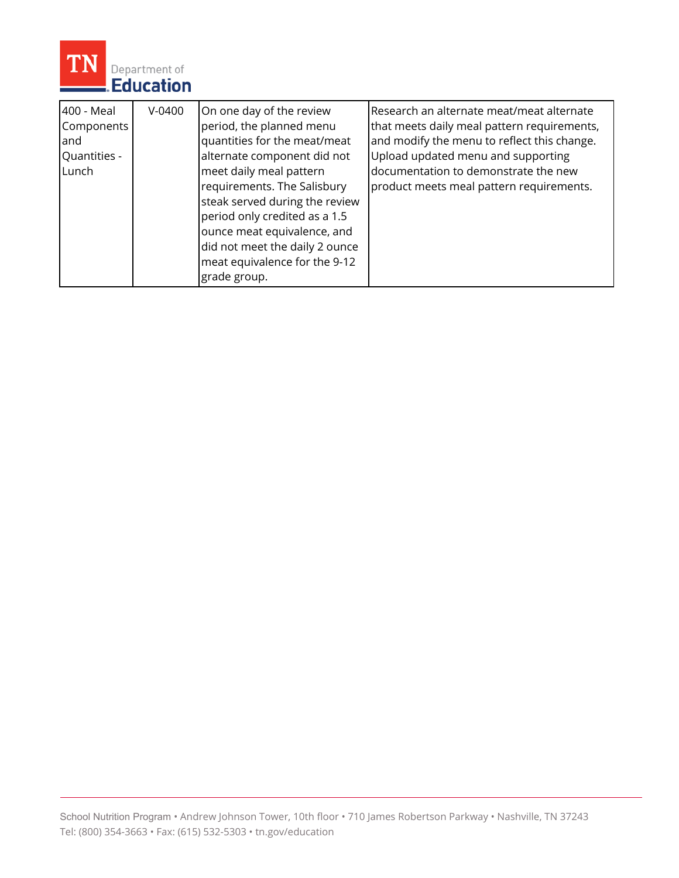| | | | |
|---|---|---|---|
| 400 - Meal Components and Quantities - Lunch | V-0400 | On one day of the review period, the planned menu quantities for the meat/meat alternate component did not meet daily meal pattern requirements. The Salisbury steak served during the review period only credited as a 1.5 ounce meat equivalence, and did not meet the daily 2 ounce meat equivalence for the 9-12 grade group. | Research an alternate meat/meat alternate that meets daily meal pattern requirements, and modify the menu to reflect this change. Upload updated menu and supporting documentation to demonstrate the new product meets meal pattern requirements. |